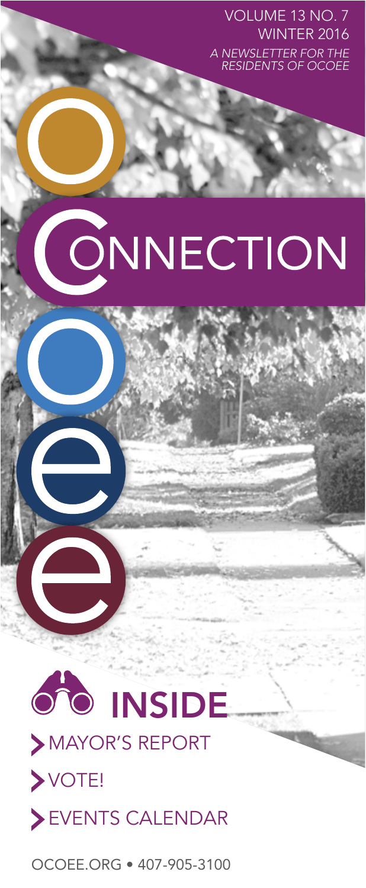VOLUME 13 NO. 7
WINTER 2016
*A NEWSLETTER FOR THE RESIDENTS OF OCOEE*

# OCOEE CONNECTION

## INSIDE

- MAYOR'S REPORT
- VOTE!
- EVENTS CALENDAR

OCOEE.ORG • 407-905-3100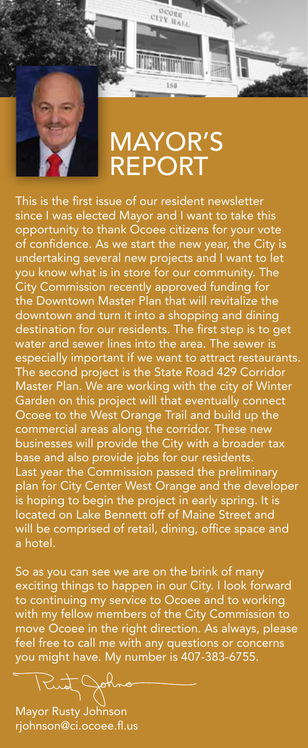# MAYOR'S REPORT

This is the first issue of our resident newsletter since I was elected Mayor and I want to take this opportunity to thank Ocoee citizens for your vote of confidence. As we start the new year, the City is undertaking several new projects and I want to let you know what is in store for our community. The City Commission recently approved funding for the Downtown Master Plan that will revitalize the downtown and turn it into a shopping and dining destination for our residents. The first step is to get water and sewer lines into the area. The sewer is especially important if we want to attract restaurants. The second project is the State Road 429 Corridor Master Plan. We are working with the city of Winter Garden on this project will that eventually connect Ocoee to the West Orange Trail and build up the commercial areas along the corridor. These new businesses will provide the City with a broader tax base and also provide jobs for our residents. Last year the Commission passed the preliminary plan for City Center West Orange and the developer is hoping to begin the project in early spring. It is located on Lake Bennett off of Maine Street and will be comprised of retail, dining, office space and a hotel.

So as you can see we are on the brink of many exciting things to happen in our City. I look forward to continuing my service to Ocoee and to working with my fellow members of the City Commission to move Ocoee in the right direction. As always, please feel free to call me with any questions or concerns you might have. My number is 407-383-6755.

Rusty Johnson

Mayor Rusty Johnson
rjohnson@ci.ocoee.fl.us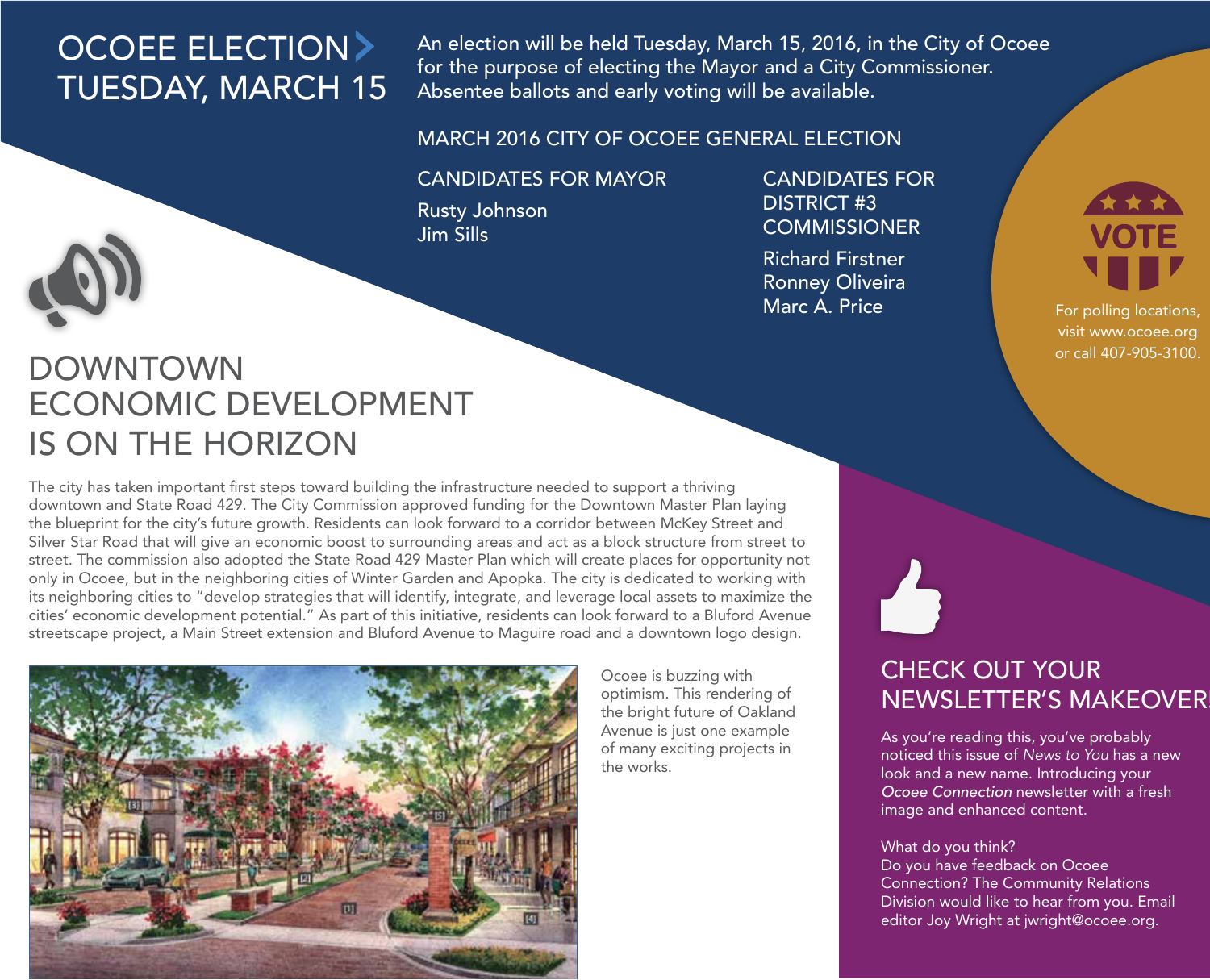# OCOEE ELECTION TUESDAY, MARCH 15

An election will be held Tuesday, March 15, 2016, in the City of Ocoee for the purpose of electing the Mayor and a City Commissioner. Absentee ballots and early voting will be available.

## MARCH 2016 CITY OF OCOEE GENERAL ELECTION

### CANDIDATES FOR MAYOR

Rusty Johnson
Jim Sills

### CANDIDATES FOR DISTRICT #3 COMMISSIONER

Richard Firstner
Ronney Oliveira
Marc A. Price

VOTE

For polling locations, visit www.ocoee.org or call 407-905-3100.

# DOWNTOWN ECONOMIC DEVELOPMENT IS ON THE HORIZON

The city has taken important first steps toward building the infrastructure needed to support a thriving downtown and State Road 429. The City Commission approved funding for the Downtown Master Plan laying the blueprint for the city's future growth. Residents can look forward to a corridor between McKey Street and Silver Star Road that will give an economic boost to surrounding areas and act as a block structure from street to street. The commission also adopted the State Road 429 Master Plan which will create places for opportunity not only in Ocoee, but in the neighboring cities of Winter Garden and Apopka. The city is dedicated to working with its neighboring cities to "develop strategies that will identify, integrate, and leverage local assets to maximize the cities' economic development potential." As part of this initiative, residents can look forward to a Bluford Avenue streetscape project, a Main Street extension and Bluford Avenue to Maguire road and a downtown logo design.

Ocoee is buzzing with optimism. This rendering of the bright future of Oakland Avenue is just one example of many exciting projects in the works.

# CHECK OUT YOUR NEWSLETTER'S MAKEOVER!

As you're reading this, you've probably noticed this issue of *News to You* has a new look and a new name. Introducing your *Ocoee Connection* newsletter with a fresh image and enhanced content.

What do you think?
Do you have feedback on Ocoee Connection? The Community Relations Division would like to hear from you. Email editor Joy Wright at jwright@ocoee.org.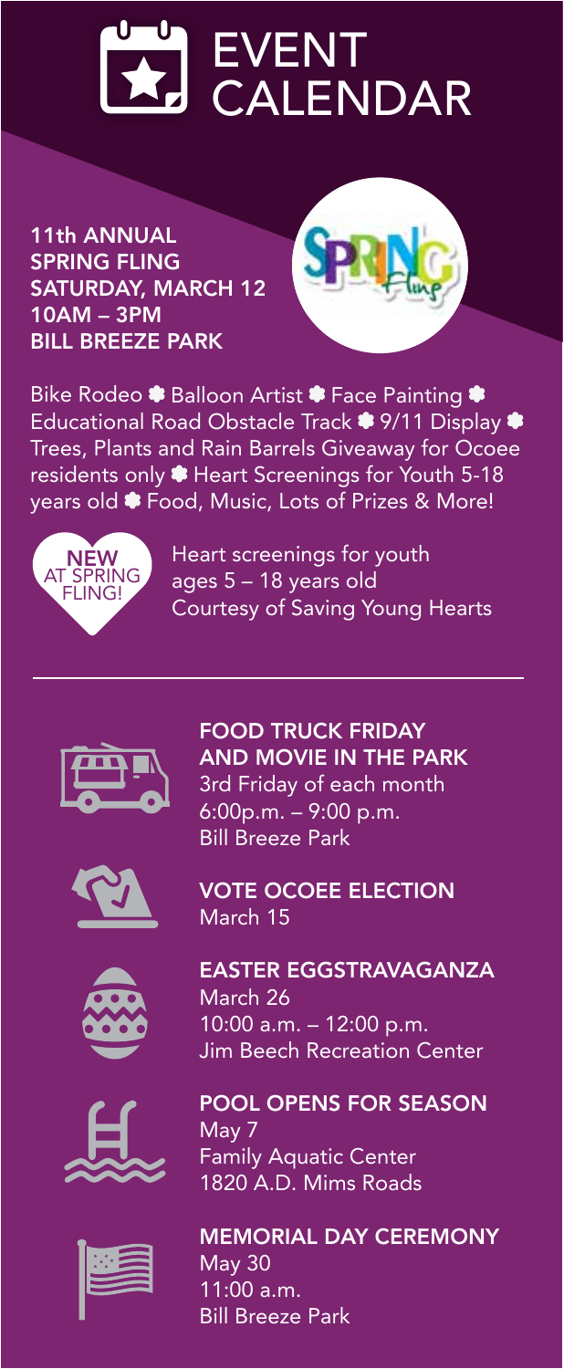# EVENT CALENDAR

## 11th ANNUAL SPRING FLING
**SATURDAY, MARCH 12**
**10AM – 3PM**
**BILL BREEZE PARK**

Bike Rodeo ✿ Balloon Artist ✿ Face Painting ✿ Educational Road Obstacle Track ✿ 9/11 Display ✿ Trees, Plants and Rain Barrels Giveaway for Ocoee residents only ✿ Heart Screenings for Youth 5-18 years old ✿ Food, Music, Lots of Prizes & More!

**NEW AT SPRING FLING!**

Heart screenings for youth ages 5 – 18 years old
Courtesy of Saving Young Hearts

---

### FOOD TRUCK FRIDAY AND MOVIE IN THE PARK
3rd Friday of each month
6:00p.m. – 9:00 p.m.
Bill Breeze Park

### VOTE OCOEE ELECTION
March 15

### EASTER EGGSTRAVAGANZA
March 26
10:00 a.m. – 12:00 p.m.
Jim Beech Recreation Center

### POOL OPENS FOR SEASON
May 7
Family Aquatic Center
1820 A.D. Mims Roads

### MEMORIAL DAY CEREMONY
May 30
11:00 a.m.
Bill Breeze Park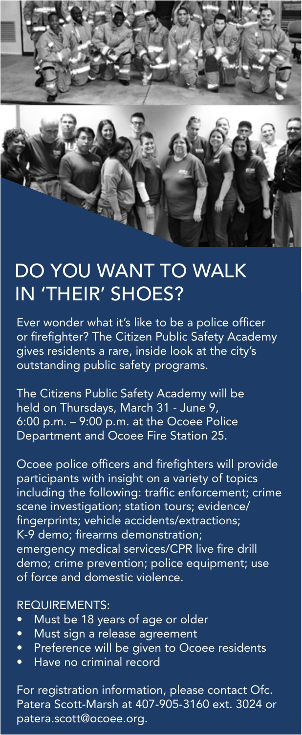# DO YOU WANT TO WALK IN 'THEIR' SHOES?

Ever wonder what it's like to be a police officer or firefighter? The Citizen Public Safety Academy gives residents a rare, inside look at the city's outstanding public safety programs.

The Citizens Public Safety Academy will be held on Thursdays, March 31 - June 9, 6:00 p.m. – 9:00 p.m. at the Ocoee Police Department and Ocoee Fire Station 25.

Ocoee police officers and firefighters will provide participants with insight on a variety of topics including the following: traffic enforcement; crime scene investigation; station tours; evidence/ fingerprints; vehicle accidents/extractions; K-9 demo; firearms demonstration; emergency medical services/CPR live fire drill demo; crime prevention; police equipment; use of force and domestic violence.

REQUIREMENTS:

- Must be 18 years of age or older
- Must sign a release agreement
- Preference will be given to Ocoee residents
- Have no criminal record

For registration information, please contact Ofc. Patera Scott-Marsh at 407-905-3160 ext. 3024 or patera.scott@ocoee.org.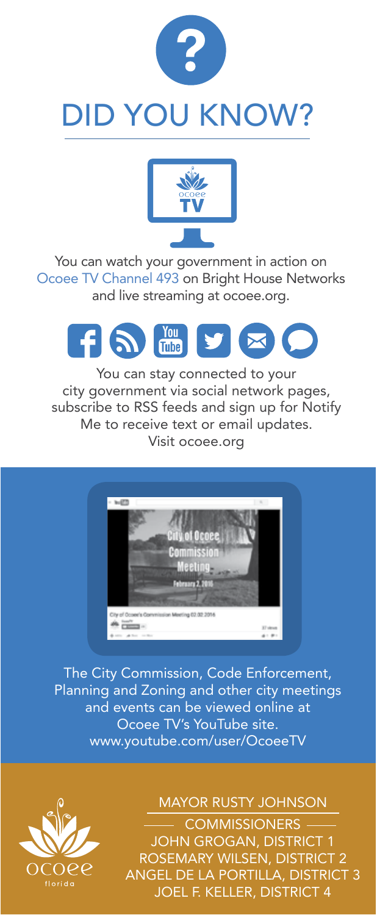# DID YOU KNOW?

You can watch your government in action on Ocoee TV Channel 493 on Bright House Networks and live streaming at ocoee.org.

You can stay connected to your city government via social network pages, subscribe to RSS feeds and sign up for Notify Me to receive text or email updates. Visit ocoee.org

The City Commission, Code Enforcement, Planning and Zoning and other city meetings and events can be viewed online at Ocoee TV's YouTube site. www.youtube.com/user/OcoeeTV

MAYOR RUSTY JOHNSON

COMMISSIONERS

JOHN GROGAN, DISTRICT 1
ROSEMARY WILSEN, DISTRICT 2
ANGEL DE LA PORTILLA, DISTRICT 3
JOEL F. KELLER, DISTRICT 4